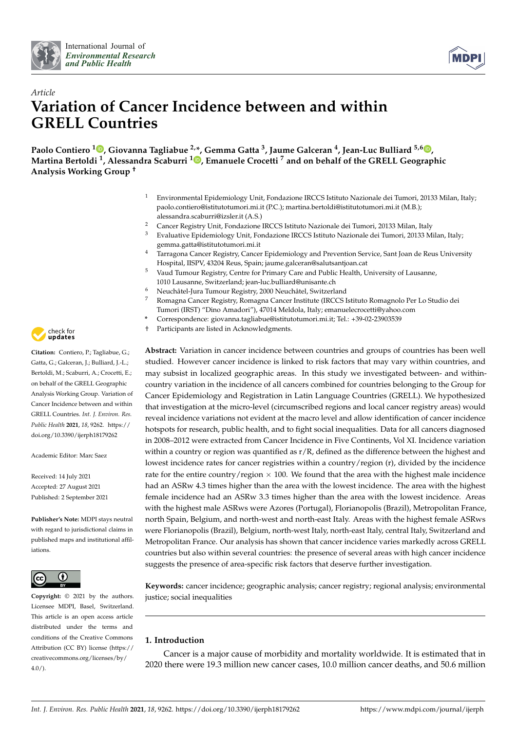Article

# Variation of Cancer Incidence between and within GRELL Countries

**Paolo Contiero [1], Giovanna Tagliabue [2,*], Gemma Gatta [3], Jaume Galceran [4], Jean-Luc Bulliard [5,6], Martina Bertoldi [1], Alessandra Scaburri [1], Emanuele Crocetti [7] and on behalf of the GRELL Geographic Analysis Working Group †**

1 Environmental Epidemiology Unit, Fondazione IRCCS Istituto Nazionale dei Tumori, 20133 Milan, Italy; paolo.contiero@istitutotumori.mi.it (P.C.); martina.bertoldi@istitutotumori.mi.it (M.B.); alessandra.scaburri@izsler.it (A.S.)
2 Cancer Registry Unit, Fondazione IRCCS Istituto Nazionale dei Tumori, 20133 Milan, Italy
3 Evaluative Epidemiology Unit, Fondazione IRCCS Istituto Nazionale dei Tumori, 20133 Milan, Italy; gemma.gatta@istitutotumori.mi.it
4 Tarragona Cancer Registry, Cancer Epidemiology and Prevention Service, Sant Joan de Reus University Hospital, IISPV, 43204 Reus, Spain; jaume.galceran@salutsantjoan.cat
5 Vaud Tumour Registry, Centre for Primary Care and Public Health, University of Lausanne, 1010 Lausanne, Switzerland; jean-luc.bulliard@unisante.ch
6 Neuchâtel-Jura Tumour Registry, 2000 Neuchâtel, Switzerland
7 Romagna Cancer Registry, Romagna Cancer Institute (IRCCS Istituto Romagnolo Per Lo Studio dei Tumori (IRST) "Dino Amadori"), 47014 Meldola, Italy; emanuelecrocetti@yahoo.com
* Correspondence: giovanna.tagliabue@istitutotumori.mi.it; Tel.: +39-02-23903539
† Participants are listed in Acknowledgments.

**Citation:** Contiero, P.; Tagliabue, G.; Gatta, G.; Galceran, J.; Bulliard, J.-L.; Bertoldi, M.; Scaburri, A.; Crocetti, E.; on behalf of the GRELL Geographic Analysis Working Group. Variation of Cancer Incidence between and within GRELL Countries. *Int. J. Environ. Res. Public Health* **2021**, *18*, 9262. https://doi.org/10.3390/ijerph18179262

Academic Editor: Marc Saez

Received: 14 July 2021
Accepted: 27 August 2021
Published: 2 September 2021

**Publisher's Note:** MDPI stays neutral with regard to jurisdictional claims in published maps and institutional affiliations.

**Copyright:** © 2021 by the authors. Licensee MDPI, Basel, Switzerland. This article is an open access article distributed under the terms and conditions of the Creative Commons Attribution (CC BY) license (https://creativecommons.org/licenses/by/4.0/).

**Abstract:** Variation in cancer incidence between countries and groups of countries has been well studied. However cancer incidence is linked to risk factors that may vary within countries, and may subsist in localized geographic areas. In this study we investigated between- and within-country variation in the incidence of all cancers combined for countries belonging to the Group for Cancer Epidemiology and Registration in Latin Language Countries (GRELL). We hypothesized that investigation at the micro-level (circumscribed regions and local cancer registry areas) would reveal incidence variations not evident at the macro level and allow identification of cancer incidence hotspots for research, public health, and to fight social inequalities. Data for all cancers diagnosed in 2008–2012 were extracted from Cancer Incidence in Five Continents, Vol XI. Incidence variation within a country or region was quantified as r/R, defined as the difference between the highest and lowest incidence rates for cancer registries within a country/region (r), divided by the incidence rate for the entire country/region × 100. We found that the area with the highest male incidence had an ASRw 4.3 times higher than the area with the lowest incidence. The area with the highest female incidence had an ASRw 3.3 times higher than the area with the lowest incidence. Areas with the highest male ASRws were Azores (Portugal), Florianopolis (Brazil), Metropolitan France, north Spain, Belgium, and north-west and north-east Italy. Areas with the highest female ASRws were Florianopolis (Brazil), Belgium, north-west Italy, north-east Italy, central Italy, Switzerland and Metropolitan France. Our analysis has shown that cancer incidence varies markedly across GRELL countries but also within several countries: the presence of several areas with high cancer incidence suggests the presence of area-specific risk factors that deserve further investigation.

**Keywords:** cancer incidence; geographic analysis; cancer registry; regional analysis; environmental justice; social inequalities

## 1. Introduction

Cancer is a major cause of morbidity and mortality worldwide. It is estimated that in 2020 there were 19.3 million new cancer cases, 10.0 million cancer deaths, and 50.6 million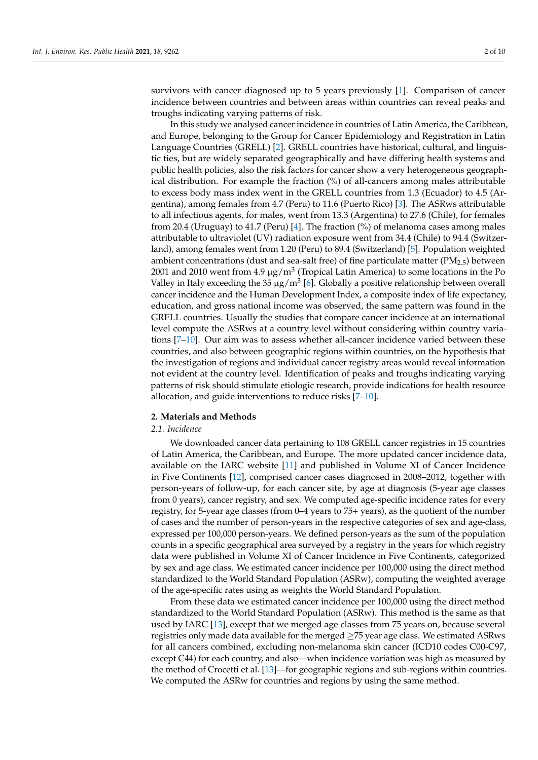survivors with cancer diagnosed up to 5 years previously [1]. Comparison of cancer incidence between countries and between areas within countries can reveal peaks and troughs indicating varying patterns of risk.

In this study we analysed cancer incidence in countries of Latin America, the Caribbean, and Europe, belonging to the Group for Cancer Epidemiology and Registration in Latin Language Countries (GRELL) [2]. GRELL countries have historical, cultural, and linguistic ties, but are widely separated geographically and have differing health systems and public health policies, also the risk factors for cancer show a very heterogeneous geographical distribution. For example the fraction (%) of all-cancers among males attributable to excess body mass index went in the GRELL countries from 1.3 (Ecuador) to 4.5 (Argentina), among females from 4.7 (Peru) to 11.6 (Puerto Rico) [3]. The ASRws attributable to all infectious agents, for males, went from 13.3 (Argentina) to 27.6 (Chile), for females from 20.4 (Uruguay) to 41.7 (Peru) [4]. The fraction (%) of melanoma cases among males attributable to ultraviolet (UV) radiation exposure went from 34.4 (Chile) to 94.4 (Switzerland), among females went from 1.20 (Peru) to 89.4 (Switzerland) [5]. Population weighted ambient concentrations (dust and sea-salt free) of fine particulate matter ($PM_{2.5}$) between 2001 and 2010 went from 4.9 $\mu g/m^3$ (Tropical Latin America) to some locations in the Po Valley in Italy exceeding the 35 $\mu g/m^3$ [6]. Globally a positive relationship between overall cancer incidence and the Human Development Index, a composite index of life expectancy, education, and gross national income was observed, the same pattern was found in the GRELL countries. Usually the studies that compare cancer incidence at an international level compute the ASRws at a country level without considering within country variations [7–10]. Our aim was to assess whether all-cancer incidence varied between these countries, and also between geographic regions within countries, on the hypothesis that the investigation of regions and individual cancer registry areas would reveal information not evident at the country level. Identification of peaks and troughs indicating varying patterns of risk should stimulate etiologic research, provide indications for health resource allocation, and guide interventions to reduce risks [7–10].

## 2. Materials and Methods

### 2.1. Incidence

We downloaded cancer data pertaining to 108 GRELL cancer registries in 15 countries of Latin America, the Caribbean, and Europe. The more updated cancer incidence data, available on the IARC website [11] and published in Volume XI of Cancer Incidence in Five Continents [12], comprised cancer cases diagnosed in 2008–2012, together with person-years of follow-up, for each cancer site, by age at diagnosis (5-year age classes from 0 years), cancer registry, and sex. We computed age-specific incidence rates for every registry, for 5-year age classes (from 0–4 years to 75+ years), as the quotient of the number of cases and the number of person-years in the respective categories of sex and age-class, expressed per 100,000 person-years. We defined person-years as the sum of the population counts in a specific geographical area surveyed by a registry in the years for which registry data were published in Volume XI of Cancer Incidence in Five Continents, categorized by sex and age class. We estimated cancer incidence per 100,000 using the direct method standardized to the World Standard Population (ASRw), computing the weighted average of the age-specific rates using as weights the World Standard Population.

From these data we estimated cancer incidence per 100,000 using the direct method standardized to the World Standard Population (ASRw). This method is the same as that used by IARC [13], except that we merged age classes from 75 years on, because several registries only made data available for the merged $\geq$75 year age class. We estimated ASRws for all cancers combined, excluding non-melanoma skin cancer (ICD10 codes C00-C97, except C44) for each country, and also—when incidence variation was high as measured by the method of Crocetti et al. [13]—for geographic regions and sub-regions within countries. We computed the ASRw for countries and regions by using the same method.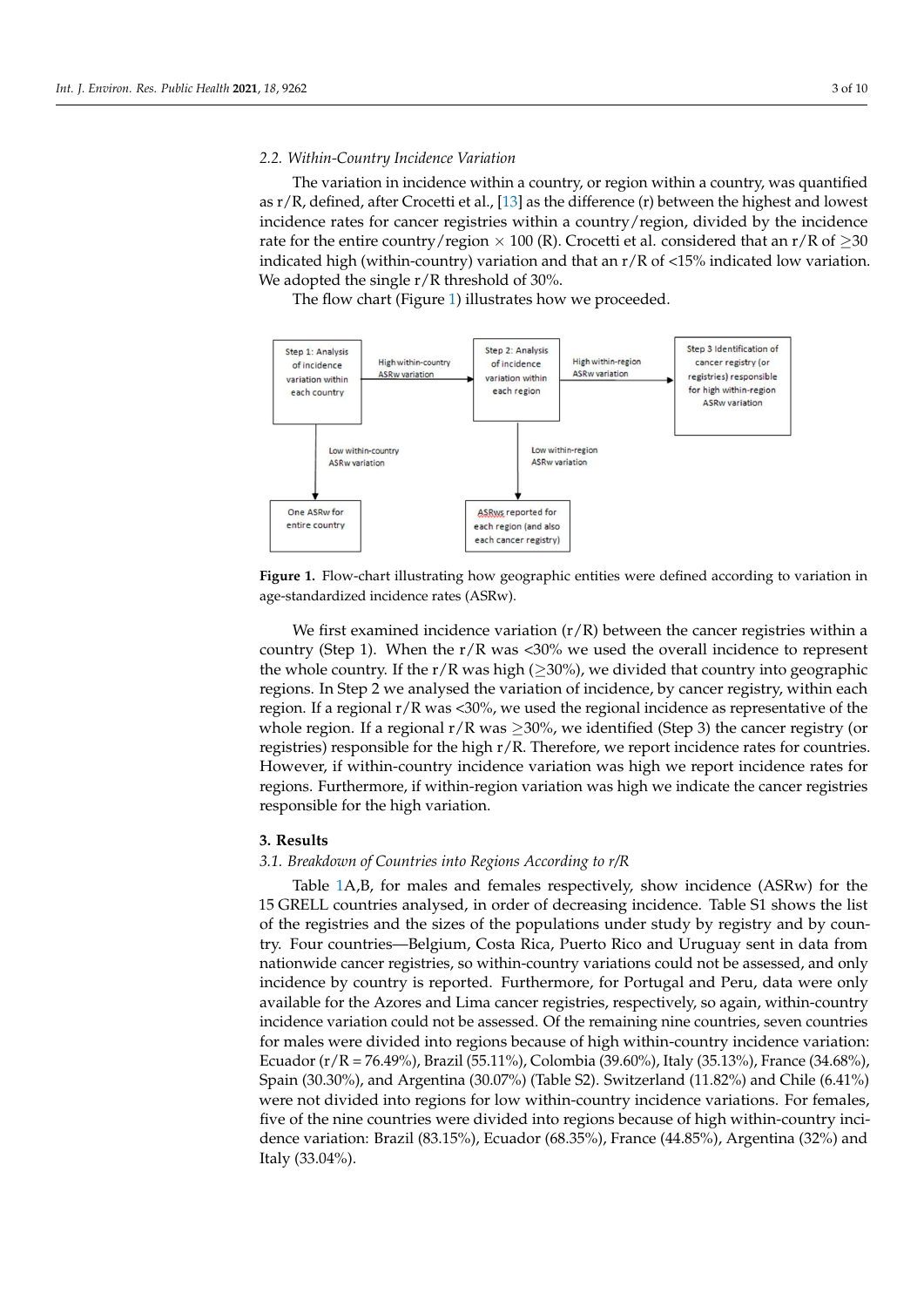### 2.2. Within-Country Incidence Variation

The variation in incidence within a country, or region within a country, was quantified as r/R, defined, after Crocetti et al., [13] as the difference (r) between the highest and lowest incidence rates for cancer registries within a country/region, divided by the incidence rate for the entire country/region × 100 (R). Crocetti et al. considered that an r/R of ≥30 indicated high (within-country) variation and that an r/R of <15% indicated low variation. We adopted the single r/R threshold of 30%.

The flow chart (Figure 1) illustrates how we proceeded.

Figure 1. Flow-chart illustrating how geographic entities were defined according to variation in age-standardized incidence rates (ASRw).

We first examined incidence variation (r/R) between the cancer registries within a country (Step 1). When the r/R was <30% we used the overall incidence to represent the whole country. If the r/R was high (≥30%), we divided that country into geographic regions. In Step 2 we analysed the variation of incidence, by cancer registry, within each region. If a regional r/R was <30%, we used the regional incidence as representative of the whole region. If a regional r/R was ≥30%, we identified (Step 3) the cancer registry (or registries) responsible for the high r/R. Therefore, we report incidence rates for countries. However, if within-country incidence variation was high we report incidence rates for regions. Furthermore, if within-region variation was high we indicate the cancer registries responsible for the high variation.

## 3. Results

### 3.1. Breakdown of Countries into Regions According to r/R

Table 1A,B, for males and females respectively, show incidence (ASRw) for the 15 GRELL countries analysed, in order of decreasing incidence. Table S1 shows the list of the registries and the sizes of the populations under study by registry and by country. Four countries—Belgium, Costa Rica, Puerto Rico and Uruguay sent in data from nationwide cancer registries, so within-country variations could not be assessed, and only incidence by country is reported. Furthermore, for Portugal and Peru, data were only available for the Azores and Lima cancer registries, respectively, so again, within-country incidence variation could not be assessed. Of the remaining nine countries, seven countries for males were divided into regions because of high within-country incidence variation: Ecuador (r/R = 76.49%), Brazil (55.11%), Colombia (39.60%), Italy (35.13%), France (34.68%), Spain (30.30%), and Argentina (30.07%) (Table S2). Switzerland (11.82%) and Chile (6.41%) were not divided into regions for low within-country incidence variations. For females, five of the nine countries were divided into regions because of high within-country incidence variation: Brazil (83.15%), Ecuador (68.35%), France (44.85%), Argentina (32%) and Italy (33.04%).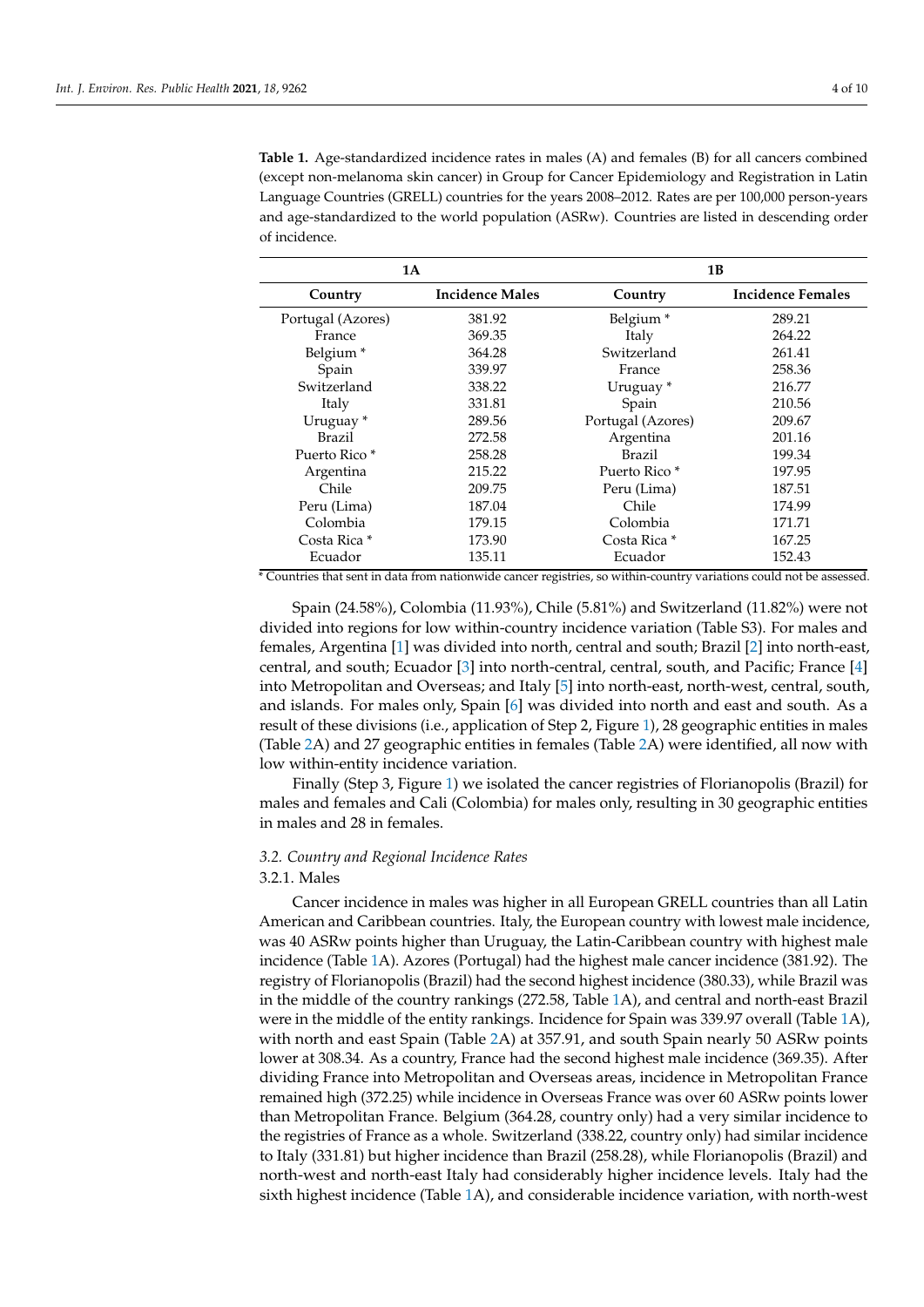**Table 1.** Age-standardized incidence rates in males (A) and females (B) for all cancers combined (except non-melanoma skin cancer) in Group for Cancer Epidemiology and Registration in Latin Language Countries (GRELL) countries for the years 2008–2012. Rates are per 100,000 person-years and age-standardized to the world population (ASRw). Countries are listed in descending order of incidence.

| 1A | | 1B | |
|---|---|---|---|
| **Country** | **Incidence Males** | **Country** | **Incidence Females** |
| Portugal (Azores) | 381.92 | Belgium * | 289.21 |
| France | 369.35 | Italy | 264.22 |
| Belgium * | 364.28 | Switzerland | 261.41 |
| Spain | 339.97 | France | 258.36 |
| Switzerland | 338.22 | Uruguay * | 216.77 |
| Italy | 331.81 | Spain | 210.56 |
| Uruguay * | 289.56 | Portugal (Azores) | 209.67 |
| Brazil | 272.58 | Argentina | 201.16 |
| Puerto Rico * | 258.28 | Brazil | 199.34 |
| Argentina | 215.22 | Puerto Rico * | 197.95 |
| Chile | 209.75 | Peru (Lima) | 187.51 |
| Peru (Lima) | 187.04 | Chile | 174.99 |
| Colombia | 179.15 | Colombia | 171.71 |
| Costa Rica * | 173.90 | Costa Rica * | 167.25 |
| Ecuador | 135.11 | Ecuador | 152.43 |

* Countries that sent in data from nationwide cancer registries, so within-country variations could not be assessed.

Spain (24.58%), Colombia (11.93%), Chile (5.81%) and Switzerland (11.82%) were not divided into regions for low within-country incidence variation (Table S3). For males and females, Argentina [1] was divided into north, central and south; Brazil [2] into north-east, central, and south; Ecuador [3] into north-central, central, south, and Pacific; France [4] into Metropolitan and Overseas; and Italy [5] into north-east, north-west, central, south, and islands. For males only, Spain [6] was divided into north and east and south. As a result of these divisions (i.e., application of Step 2, Figure 1), 28 geographic entities in males (Table 2A) and 27 geographic entities in females (Table 2A) were identified, all now with low within-entity incidence variation.

Finally (Step 3, Figure 1) we isolated the cancer registries of Florianopolis (Brazil) for males and females and Cali (Colombia) for males only, resulting in 30 geographic entities in males and 28 in females.

### 3.2. Country and Regional Incidence Rates

#### 3.2.1. Males

Cancer incidence in males was higher in all European GRELL countries than all Latin American and Caribbean countries. Italy, the European country with lowest male incidence, was 40 ASRw points higher than Uruguay, the Latin-Caribbean country with highest male incidence (Table 1A). Azores (Portugal) had the highest male cancer incidence (381.92). The registry of Florianopolis (Brazil) had the second highest incidence (380.33), while Brazil was in the middle of the country rankings (272.58, Table 1A), and central and north-east Brazil were in the middle of the entity rankings. Incidence for Spain was 339.97 overall (Table 1A), with north and east Spain (Table 2A) at 357.91, and south Spain nearly 50 ASRw points lower at 308.34. As a country, France had the second highest male incidence (369.35). After dividing France into Metropolitan and Overseas areas, incidence in Metropolitan France remained high (372.25) while incidence in Overseas France was over 60 ASRw points lower than Metropolitan France. Belgium (364.28, country only) had a very similar incidence to the registries of France as a whole. Switzerland (338.22, country only) had similar incidence to Italy (331.81) but higher incidence than Brazil (258.28), while Florianopolis (Brazil) and north-west and north-east Italy had considerably higher incidence levels. Italy had the sixth highest incidence (Table 1A), and considerable incidence variation, with north-west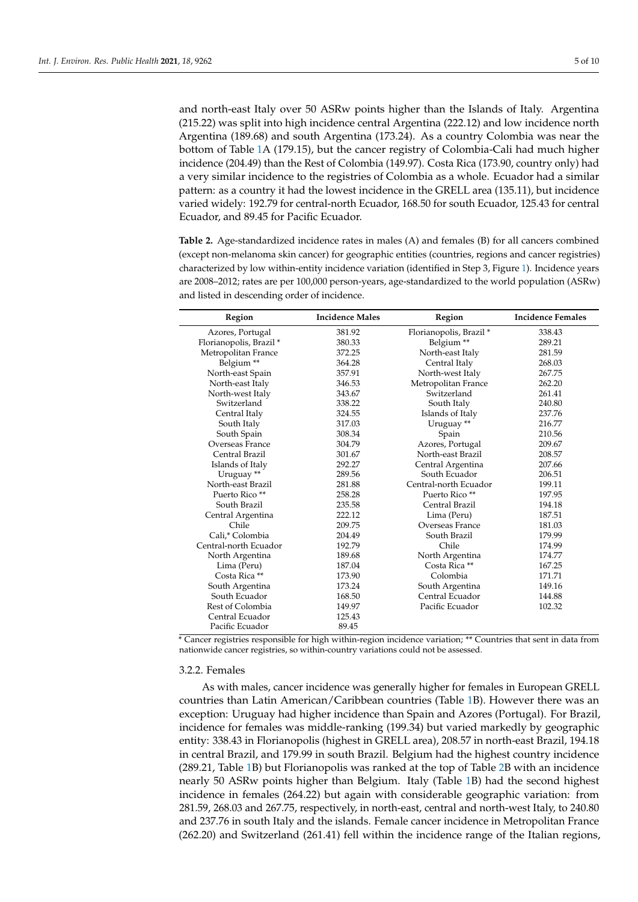and north-east Italy over 50 ASRw points higher than the Islands of Italy. Argentina (215.22) was split into high incidence central Argentina (222.12) and low incidence north Argentina (189.68) and south Argentina (173.24). As a country Colombia was near the bottom of Table 1A (179.15), but the cancer registry of Colombia-Cali had much higher incidence (204.49) than the Rest of Colombia (149.97). Costa Rica (173.90, country only) had a very similar incidence to the registries of Colombia as a whole. Ecuador had a similar pattern: as a country it had the lowest incidence in the GRELL area (135.11), but incidence varied widely: 192.79 for central-north Ecuador, 168.50 for south Ecuador, 125.43 for central Ecuador, and 89.45 for Pacific Ecuador.

**Table 2.** Age-standardized incidence rates in males (A) and females (B) for all cancers combined (except non-melanoma skin cancer) for geographic entities (countries, regions and cancer registries) characterized by low within-entity incidence variation (identified in Step 3, Figure 1). Incidence years are 2008–2012; rates are per 100,000 person-years, age-standardized to the world population (ASRw) and listed in descending order of incidence.

| Region | Incidence Males | Region | Incidence Females |
|---|---|---|---|
| Azores, Portugal | 381.92 | Florianopolis, Brazil * | 338.43 |
| Florianopolis, Brazil * | 380.33 | Belgium ** | 289.21 |
| Metropolitan France | 372.25 | North-east Italy | 281.59 |
| Belgium ** | 364.28 | Central Italy | 268.03 |
| North-east Spain | 357.91 | North-west Italy | 267.75 |
| North-east Italy | 346.53 | Metropolitan France | 262.20 |
| North-west Italy | 343.67 | Switzerland | 261.41 |
| Switzerland | 338.22 | South Italy | 240.80 |
| Central Italy | 324.55 | Islands of Italy | 237.76 |
| South Italy | 317.03 | Uruguay ** | 216.77 |
| South Spain | 308.34 | Spain | 210.56 |
| Overseas France | 304.79 | Azores, Portugal | 209.67 |
| Central Brazil | 301.67 | North-east Brazil | 208.57 |
| Islands of Italy | 292.27 | Central Argentina | 207.66 |
| Uruguay ** | 289.56 | South Ecuador | 206.51 |
| North-east Brazil | 281.88 | Central-north Ecuador | 199.11 |
| Puerto Rico ** | 258.28 | Puerto Rico ** | 197.95 |
| South Brazil | 235.58 | Central Brazil | 194.18 |
| Central Argentina | 222.12 | Lima (Peru) | 187.51 |
| Chile | 209.75 | Overseas France | 181.03 |
| Cali,* Colombia | 204.49 | South Brazil | 179.99 |
| Central-north Ecuador | 192.79 | Chile | 174.99 |
| North Argentina | 189.68 | North Argentina | 174.77 |
| Lima (Peru) | 187.04 | Costa Rica ** | 167.25 |
| Costa Rica ** | 173.90 | Colombia | 171.71 |
| South Argentina | 173.24 | South Argentina | 149.16 |
| South Ecuador | 168.50 | Central Ecuador | 144.88 |
| Rest of Colombia | 149.97 | Pacific Ecuador | 102.32 |
| Central Ecuador | 125.43 | | |
| Pacific Ecuador | 89.45 | | |

\* Cancer registries responsible for high within-region incidence variation; ** Countries that sent in data from nationwide cancer registries, so within-country variations could not be assessed.

#### 3.2.2. Females

As with males, cancer incidence was generally higher for females in European GRELL countries than Latin American/Caribbean countries (Table 1B). However there was an exception: Uruguay had higher incidence than Spain and Azores (Portugal). For Brazil, incidence for females was middle-ranking (199.34) but varied markedly by geographic entity: 338.43 in Florianopolis (highest in GRELL area), 208.57 in north-east Brazil, 194.18 in central Brazil, and 179.99 in south Brazil. Belgium had the highest country incidence (289.21, Table 1B) but Florianopolis was ranked at the top of Table 2B with an incidence nearly 50 ASRw points higher than Belgium. Italy (Table 1B) had the second highest incidence in females (264.22) but again with considerable geographic variation: from 281.59, 268.03 and 267.75, respectively, in north-east, central and north-west Italy, to 240.80 and 237.76 in south Italy and the islands. Female cancer incidence in Metropolitan France (262.20) and Switzerland (261.41) fell within the incidence range of the Italian regions,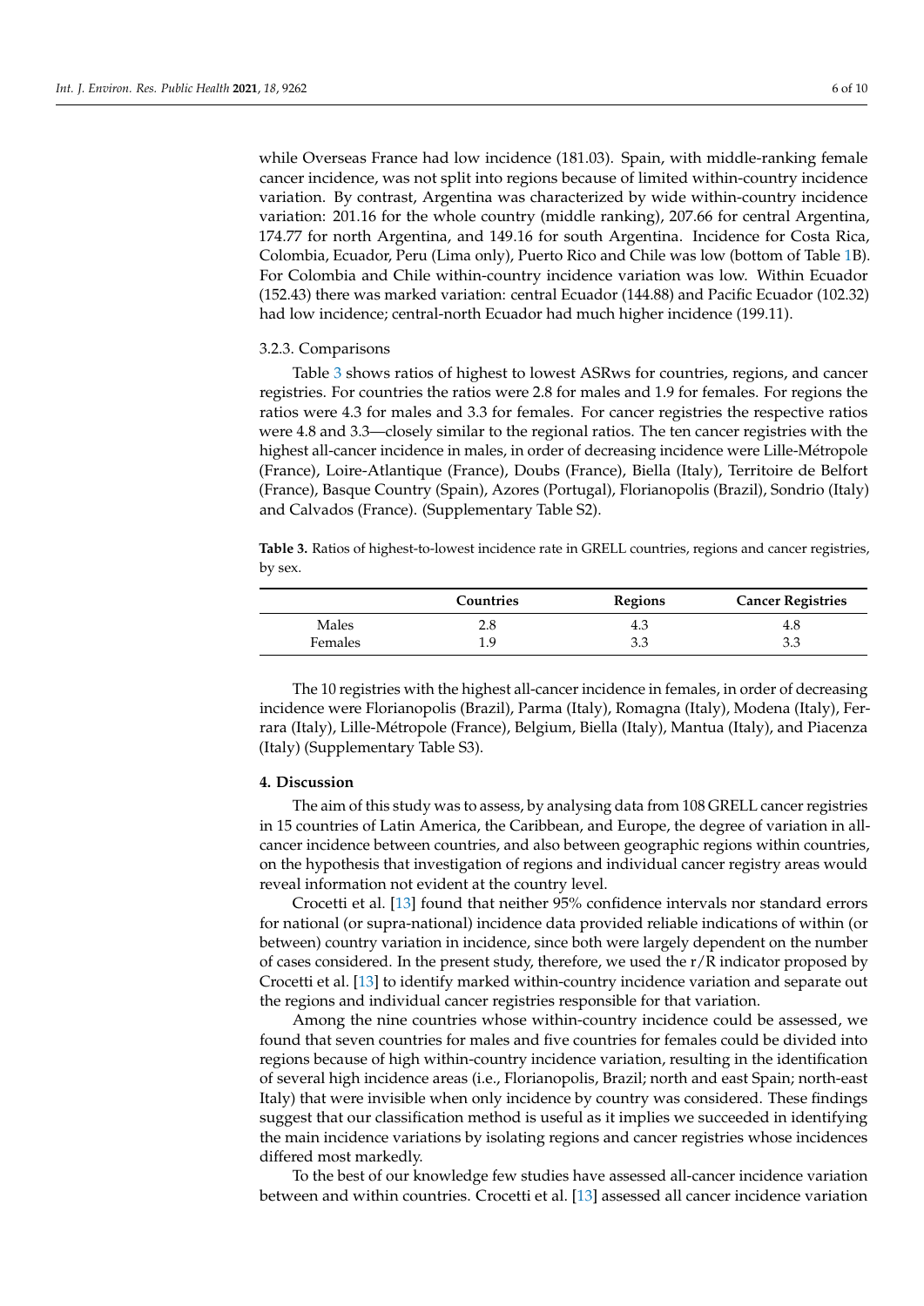while Overseas France had low incidence (181.03). Spain, with middle-ranking female cancer incidence, was not split into regions because of limited within-country incidence variation. By contrast, Argentina was characterized by wide within-country incidence variation: 201.16 for the whole country (middle ranking), 207.66 for central Argentina, 174.77 for north Argentina, and 149.16 for south Argentina. Incidence for Costa Rica, Colombia, Ecuador, Peru (Lima only), Puerto Rico and Chile was low (bottom of Table 1B). For Colombia and Chile within-country incidence variation was low. Within Ecuador (152.43) there was marked variation: central Ecuador (144.88) and Pacific Ecuador (102.32) had low incidence; central-north Ecuador had much higher incidence (199.11).

#### 3.2.3. Comparisons

Table 3 shows ratios of highest to lowest ASRws for countries, regions, and cancer registries. For countries the ratios were 2.8 for males and 1.9 for females. For regions the ratios were 4.3 for males and 3.3 for females. For cancer registries the respective ratios were 4.8 and 3.3—closely similar to the regional ratios. The ten cancer registries with the highest all-cancer incidence in males, in order of decreasing incidence were Lille-Métropole (France), Loire-Atlantique (France), Doubs (France), Biella (Italy), Territoire de Belfort (France), Basque Country (Spain), Azores (Portugal), Florianopolis (Brazil), Sondrio (Italy) and Calvados (France). (Supplementary Table S2).

**Table 3.** Ratios of highest-to-lowest incidence rate in GRELL countries, regions and cancer registries, by sex.

| | Countries | Regions | Cancer Registries |
|---|---|---|---|
| Males | 2.8 | 4.3 | 4.8 |
| Females | 1.9 | 3.3 | 3.3 |

The 10 registries with the highest all-cancer incidence in females, in order of decreasing incidence were Florianopolis (Brazil), Parma (Italy), Romagna (Italy), Modena (Italy), Ferrara (Italy), Lille-Métropole (France), Belgium, Biella (Italy), Mantua (Italy), and Piacenza (Italy) (Supplementary Table S3).

## 4. Discussion

The aim of this study was to assess, by analysing data from 108 GRELL cancer registries in 15 countries of Latin America, the Caribbean, and Europe, the degree of variation in all-cancer incidence between countries, and also between geographic regions within countries, on the hypothesis that investigation of regions and individual cancer registry areas would reveal information not evident at the country level.

Crocetti et al. [13] found that neither 95% confidence intervals nor standard errors for national (or supra-national) incidence data provided reliable indications of within (or between) country variation in incidence, since both were largely dependent on the number of cases considered. In the present study, therefore, we used the r/R indicator proposed by Crocetti et al. [13] to identify marked within-country incidence variation and separate out the regions and individual cancer registries responsible for that variation.

Among the nine countries whose within-country incidence could be assessed, we found that seven countries for males and five countries for females could be divided into regions because of high within-country incidence variation, resulting in the identification of several high incidence areas (i.e., Florianopolis, Brazil; north and east Spain; north-east Italy) that were invisible when only incidence by country was considered. These findings suggest that our classification method is useful as it implies we succeeded in identifying the main incidence variations by isolating regions and cancer registries whose incidences differed most markedly.

To the best of our knowledge few studies have assessed all-cancer incidence variation between and within countries. Crocetti et al. [13] assessed all cancer incidence variation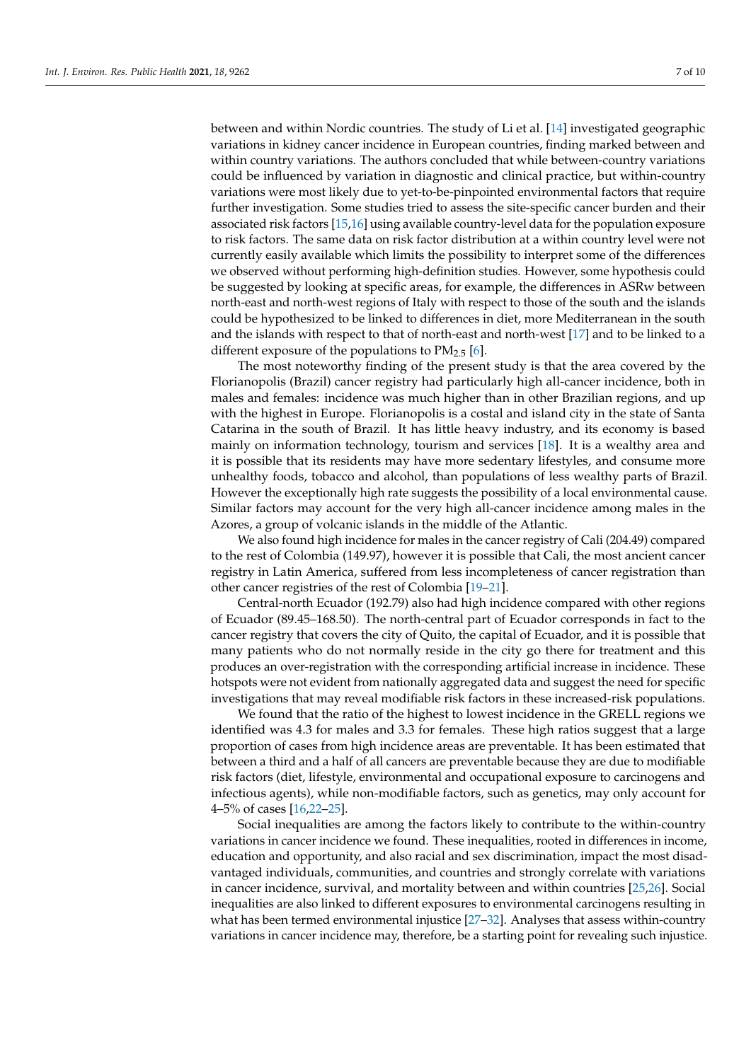between and within Nordic countries. The study of Li et al. [14] investigated geographic variations in kidney cancer incidence in European countries, finding marked between and within country variations. The authors concluded that while between-country variations could be influenced by variation in diagnostic and clinical practice, but within-country variations were most likely due to yet-to-be-pinpointed environmental factors that require further investigation. Some studies tried to assess the site-specific cancer burden and their associated risk factors [15,16] using available country-level data for the population exposure to risk factors. The same data on risk factor distribution at a within country level were not currently easily available which limits the possibility to interpret some of the differences we observed without performing high-definition studies. However, some hypothesis could be suggested by looking at specific areas, for example, the differences in ASRw between north-east and north-west regions of Italy with respect to those of the south and the islands could be hypothesized to be linked to differences in diet, more Mediterranean in the south and the islands with respect to that of north-east and north-west [17] and to be linked to a different exposure of the populations to $PM_{2.5}$ [6].

The most noteworthy finding of the present study is that the area covered by the Florianopolis (Brazil) cancer registry had particularly high all-cancer incidence, both in males and females: incidence was much higher than in other Brazilian regions, and up with the highest in Europe. Florianopolis is a costal and island city in the state of Santa Catarina in the south of Brazil. It has little heavy industry, and its economy is based mainly on information technology, tourism and services [18]. It is a wealthy area and it is possible that its residents may have more sedentary lifestyles, and consume more unhealthy foods, tobacco and alcohol, than populations of less wealthy parts of Brazil. However the exceptionally high rate suggests the possibility of a local environmental cause. Similar factors may account for the very high all-cancer incidence among males in the Azores, a group of volcanic islands in the middle of the Atlantic.

We also found high incidence for males in the cancer registry of Cali (204.49) compared to the rest of Colombia (149.97), however it is possible that Cali, the most ancient cancer registry in Latin America, suffered from less incompleteness of cancer registration than other cancer registries of the rest of Colombia [19–21].

Central-north Ecuador (192.79) also had high incidence compared with other regions of Ecuador (89.45–168.50). The north-central part of Ecuador corresponds in fact to the cancer registry that covers the city of Quito, the capital of Ecuador, and it is possible that many patients who do not normally reside in the city go there for treatment and this produces an over-registration with the corresponding artificial increase in incidence. These hotspots were not evident from nationally aggregated data and suggest the need for specific investigations that may reveal modifiable risk factors in these increased-risk populations.

We found that the ratio of the highest to lowest incidence in the GRELL regions we identified was 4.3 for males and 3.3 for females. These high ratios suggest that a large proportion of cases from high incidence areas are preventable. It has been estimated that between a third and a half of all cancers are preventable because they are due to modifiable risk factors (diet, lifestyle, environmental and occupational exposure to carcinogens and infectious agents), while non-modifiable factors, such as genetics, may only account for 4–5% of cases [16,22–25].

Social inequalities are among the factors likely to contribute to the within-country variations in cancer incidence we found. These inequalities, rooted in differences in income, education and opportunity, and also racial and sex discrimination, impact the most disadvantaged individuals, communities, and countries and strongly correlate with variations in cancer incidence, survival, and mortality between and within countries [25,26]. Social inequalities are also linked to different exposures to environmental carcinogens resulting in what has been termed environmental injustice [27–32]. Analyses that assess within-country variations in cancer incidence may, therefore, be a starting point for revealing such injustice.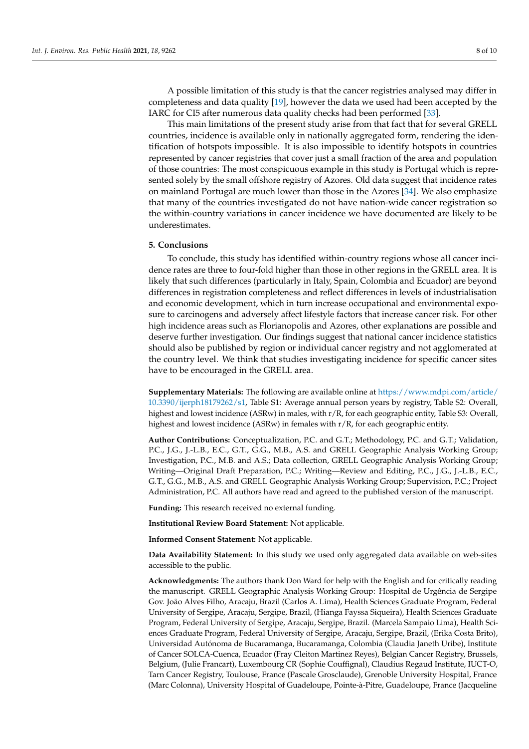A possible limitation of this study is that the cancer registries analysed may differ in completeness and data quality [19], however the data we used had been accepted by the IARC for CI5 after numerous data quality checks had been performed [33].

This main limitations of the present study arise from that fact that for several GRELL countries, incidence is available only in nationally aggregated form, rendering the identification of hotspots impossible. It is also impossible to identify hotspots in countries represented by cancer registries that cover just a small fraction of the area and population of those countries: The most conspicuous example in this study is Portugal which is represented solely by the small offshore registry of Azores. Old data suggest that incidence rates on mainland Portugal are much lower than those in the Azores [34]. We also emphasize that many of the countries investigated do not have nation-wide cancer registration so the within-country variations in cancer incidence we have documented are likely to be underestimates.

## 5. Conclusions

To conclude, this study has identified within-country regions whose all cancer incidence rates are three to four-fold higher than those in other regions in the GRELL area. It is likely that such differences (particularly in Italy, Spain, Colombia and Ecuador) are beyond differences in registration completeness and reflect differences in levels of industrialisation and economic development, which in turn increase occupational and environmental exposure to carcinogens and adversely affect lifestyle factors that increase cancer risk. For other high incidence areas such as Florianopolis and Azores, other explanations are possible and deserve further investigation. Our findings suggest that national cancer incidence statistics should also be published by region or individual cancer registry and not agglomerated at the country level. We think that studies investigating incidence for specific cancer sites have to be encouraged in the GRELL area.

**Supplementary Materials:** The following are available online at https://www.mdpi.com/article/10.3390/ijerph18179262/s1, Table S1: Average annual person years by registry, Table S2: Overall, highest and lowest incidence (ASRw) in males, with r/R, for each geographic entity, Table S3: Overall, highest and lowest incidence (ASRw) in females with r/R, for each geographic entity.

**Author Contributions:** Conceptualization, P.C. and G.T.; Methodology, P.C. and G.T.; Validation, P.C., J.G., J.-L.B., E.C., G.T., G.G., M.B., A.S. and GRELL Geographic Analysis Working Group; Investigation, P.C., M.B. and A.S.; Data collection, GRELL Geographic Analysis Working Group; Writing—Original Draft Preparation, P.C.; Writing—Review and Editing, P.C., J.G., J.-L.B., E.C., G.T., G.G., M.B., A.S. and GRELL Geographic Analysis Working Group; Supervision, P.C.; Project Administration, P.C. All authors have read and agreed to the published version of the manuscript.

**Funding:** This research received no external funding.

**Institutional Review Board Statement:** Not applicable.

**Informed Consent Statement:** Not applicable.

**Data Availability Statement:** In this study we used only aggregated data available on web-sites accessible to the public.

**Acknowledgments:** The authors thank Don Ward for help with the English and for critically reading the manuscript. GRELL Geographic Analysis Working Group: Hospital de Urgência de Sergipe Gov. João Alves Filho, Aracaju, Brazil (Carlos A. Lima), Health Sciences Graduate Program, Federal University of Sergipe, Aracaju, Sergipe, Brazil, (Hianga Fayssa Siqueira), Health Sciences Graduate Program, Federal University of Sergipe, Aracaju, Sergipe, Brazil. (Marcela Sampaio Lima), Health Sciences Graduate Program, Federal University of Sergipe, Aracaju, Sergipe, Brazil, (Erika Costa Brito), Universidad Autónoma de Bucaramanga, Bucaramanga, Colombia (Claudia Janeth Uribe), Institute of Cancer SOLCA-Cuenca, Ecuador (Fray Cleiton Martinez Reyes), Belgian Cancer Registry, Brussels, Belgium, (Julie Francart), Luxembourg CR (Sophie Couffignal), Claudius Regaud Institute, IUCT-O, Tarn Cancer Registry, Toulouse, France (Pascale Grosclaude), Grenoble University Hospital, France (Marc Colonna), University Hospital of Guadeloupe, Pointe-à-Pitre, Guadeloupe, France (Jacqueline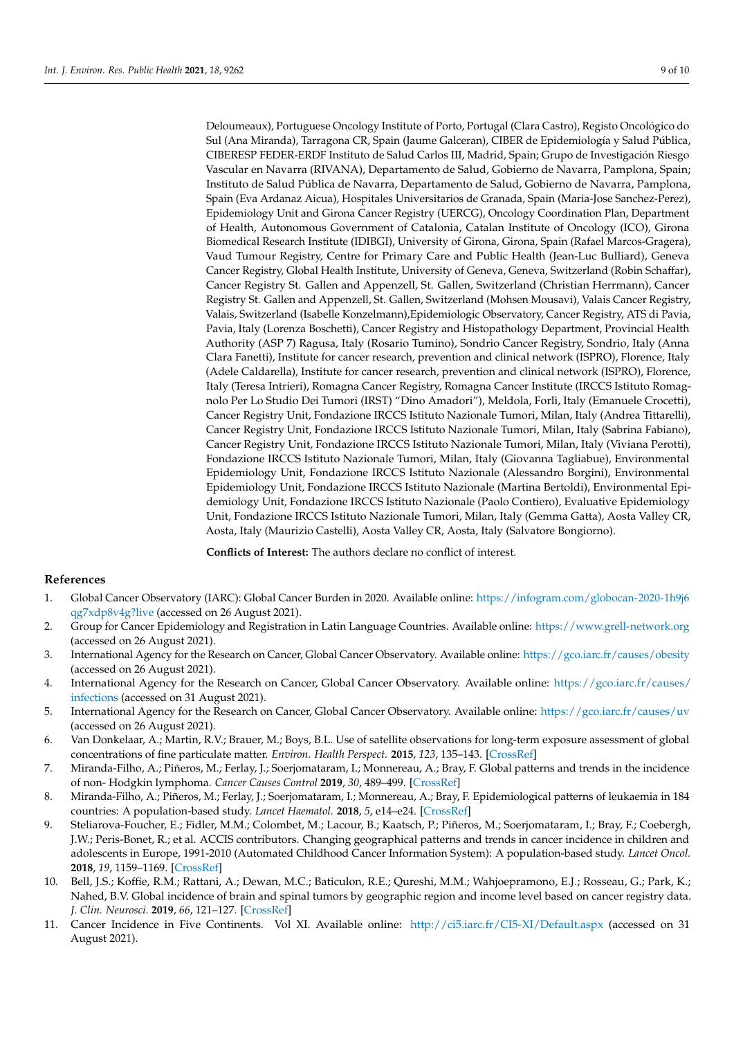Deloumeaux), Portuguese Oncology Institute of Porto, Portugal (Clara Castro), Registo Oncológico do Sul (Ana Miranda), Tarragona CR, Spain (Jaume Galceran), CIBER de Epidemiología y Salud Pública, CIBERESP FEDER-ERDF Instituto de Salud Carlos III, Madrid, Spain; Grupo de Investigación Riesgo Vascular en Navarra (RIVANA), Departamento de Salud, Gobierno de Navarra, Pamplona, Spain; Instituto de Salud Pública de Navarra, Departamento de Salud, Gobierno de Navarra, Pamplona, Spain (Eva Ardanaz Aicua), Hospitales Universitarios de Granada, Spain (Maria-Jose Sanchez-Perez), Epidemiology Unit and Girona Cancer Registry (UERCG), Oncology Coordination Plan, Department of Health, Autonomous Government of Catalonia, Catalan Institute of Oncology (ICO), Girona Biomedical Research Institute (IDIBGI), University of Girona, Girona, Spain (Rafael Marcos-Gragera), Vaud Tumour Registry, Centre for Primary Care and Public Health (Jean-Luc Bulliard), Geneva Cancer Registry, Global Health Institute, University of Geneva, Geneva, Switzerland (Robin Schaffar), Cancer Registry St. Gallen and Appenzell, St. Gallen, Switzerland (Christian Herrmann), Cancer Registry St. Gallen and Appenzell, St. Gallen, Switzerland (Mohsen Mousavi), Valais Cancer Registry, Valais, Switzerland (Isabelle Konzelmann),Epidemiologic Observatory, Cancer Registry, ATS di Pavia, Pavia, Italy (Lorenza Boschetti), Cancer Registry and Histopathology Department, Provincial Health Authority (ASP 7) Ragusa, Italy (Rosario Tumino), Sondrio Cancer Registry, Sondrio, Italy (Anna Clara Fanetti), Institute for cancer research, prevention and clinical network (ISPRO), Florence, Italy (Adele Caldarella), Institute for cancer research, prevention and clinical network (ISPRO), Florence, Italy (Teresa Intrieri), Romagna Cancer Registry, Romagna Cancer Institute (IRCCS Istituto Romagnolo Per Lo Studio Dei Tumori (IRST) "Dino Amadori"), Meldola, Forli, Italy (Emanuele Crocetti), Cancer Registry Unit, Fondazione IRCCS Istituto Nazionale Tumori, Milan, Italy (Andrea Tittarelli), Cancer Registry Unit, Fondazione IRCCS Istituto Nazionale Tumori, Milan, Italy (Sabrina Fabiano), Cancer Registry Unit, Fondazione IRCCS Istituto Nazionale Tumori, Milan, Italy (Viviana Perotti), Fondazione IRCCS Istituto Nazionale Tumori, Milan, Italy (Giovanna Tagliabue), Environmental Epidemiology Unit, Fondazione IRCCS Istituto Nazionale (Alessandro Borgini), Environmental Epidemiology Unit, Fondazione IRCCS Istituto Nazionale (Martina Bertoldi), Environmental Epidemiology Unit, Fondazione IRCCS Istituto Nazionale (Paolo Contiero), Evaluative Epidemiology Unit, Fondazione IRCCS Istituto Nazionale Tumori, Milan, Italy (Gemma Gatta), Aosta Valley CR, Aosta, Italy (Maurizio Castelli), Aosta Valley CR, Aosta, Italy (Salvatore Bongiorno).

**Conflicts of Interest:** The authors declare no conflict of interest.

## References

1. Global Cancer Observatory (IARC): Global Cancer Burden in 2020. Available online: https://infogram.com/globocan-2020-1h9j6qg7xdp8v4g?live (accessed on 26 August 2021).
2. Group for Cancer Epidemiology and Registration in Latin Language Countries. Available online: https://www.grell-network.org (accessed on 26 August 2021).
3. International Agency for the Research on Cancer, Global Cancer Observatory. Available online: https://gco.iarc.fr/causes/obesity (accessed on 26 August 2021).
4. International Agency for the Research on Cancer, Global Cancer Observatory. Available online: https://gco.iarc.fr/causes/infections (accessed on 31 August 2021).
5. International Agency for the Research on Cancer, Global Cancer Observatory. Available online: https://gco.iarc.fr/causes/uv (accessed on 26 August 2021).
6. Van Donkelaar, A.; Martin, R.V.; Brauer, M.; Boys, B.L. Use of satellite observations for long-term exposure assessment of global concentrations of fine particulate matter. *Environ. Health Perspect.* **2015**, *123*, 135–143. [CrossRef]
7. Miranda-Filho, A.; Piñeros, M.; Ferlay, J.; Soerjomataram, I.; Monnereau, A.; Bray, F. Global patterns and trends in the incidence of non- Hodgkin lymphoma. *Cancer Causes Control* **2019**, *30*, 489–499. [CrossRef]
8. Miranda-Filho, A.; Piñeros, M.; Ferlay, J.; Soerjomataram, I.; Monnereau, A.; Bray, F. Epidemiological patterns of leukaemia in 184 countries: A population-based study. *Lancet Haematol.* **2018**, *5*, e14–e24. [CrossRef]
9. Steliarova-Foucher, E.; Fidler, M.M.; Colombet, M.; Lacour, B.; Kaatsch, P.; Piñeros, M.; Soerjomataram, I.; Bray, F.; Coebergh, J.W.; Peris-Bonet, R.; et al. ACCIS contributors. Changing geographical patterns and trends in cancer incidence in children and adolescents in Europe, 1991-2010 (Automated Childhood Cancer Information System): A population-based study. *Lancet Oncol.* **2018**, *19*, 1159–1169. [CrossRef]
10. Bell, J.S.; Koffie, R.M.; Rattani, A.; Dewan, M.C.; Baticulon, R.E.; Qureshi, M.M.; Wahjoepramono, E.J.; Rosseau, G.; Park, K.; Nahed, B.V. Global incidence of brain and spinal tumors by geographic region and income level based on cancer registry data. *J. Clin. Neurosci.* **2019**, *66*, 121–127. [CrossRef]
11. Cancer Incidence in Five Continents. Vol XI. Available online: http://ci5.iarc.fr/CI5-XI/Default.aspx (accessed on 31 August 2021).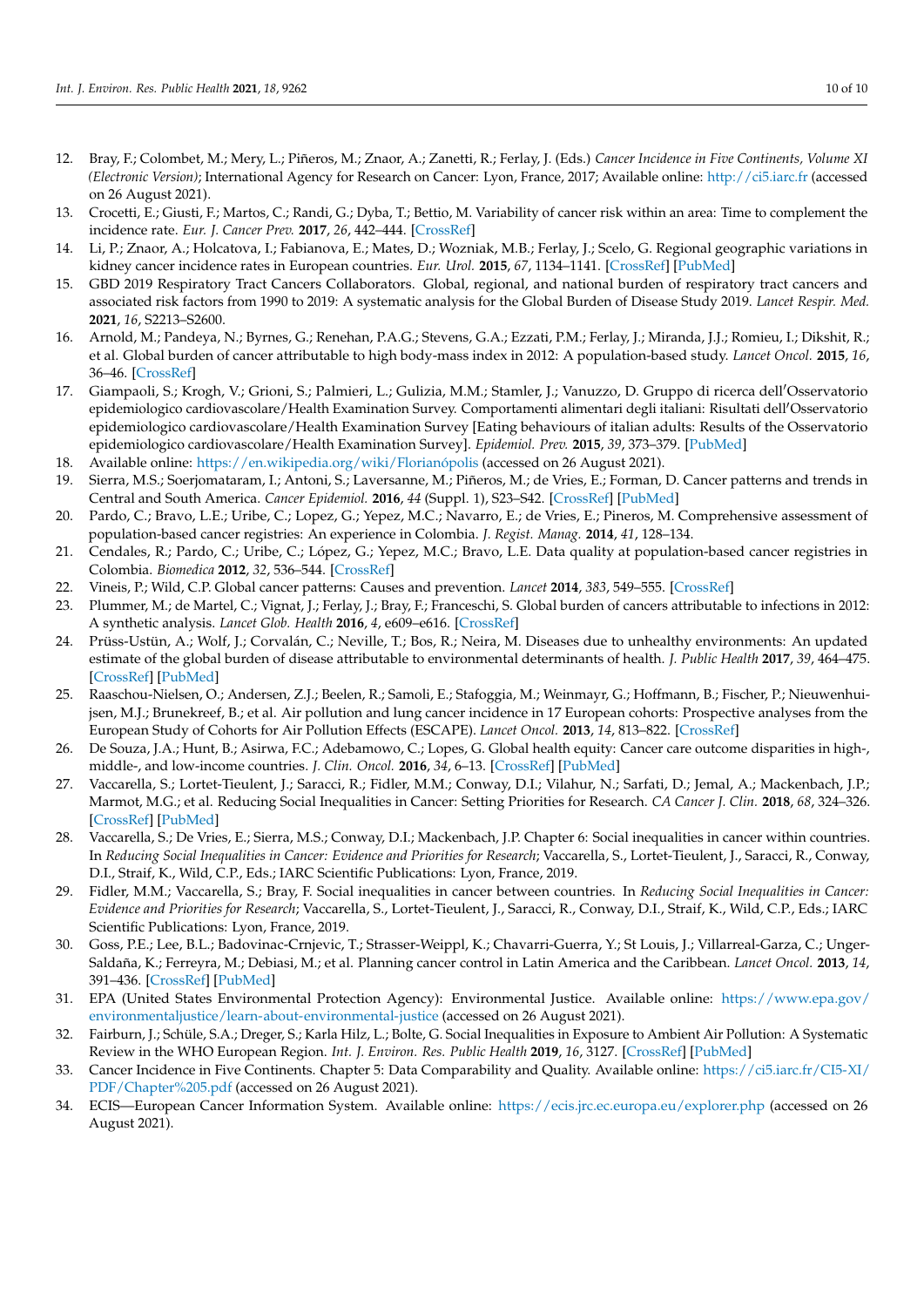12. Bray, F.; Colombet, M.; Mery, L.; Piñeros, M.; Znaor, A.; Zanetti, R.; Ferlay, J. (Eds.) *Cancer Incidence in Five Continents, Volume XI (Electronic Version)*; International Agency for Research on Cancer: Lyon, France, 2017; Available online: http://ci5.iarc.fr (accessed on 26 August 2021).
13. Crocetti, E.; Giusti, F.; Martos, C.; Randi, G.; Dyba, T.; Bettio, M. Variability of cancer risk within an area: Time to complement the incidence rate. *Eur. J. Cancer Prev.* **2017**, *26*, 442–444. [CrossRef]
14. Li, P.; Znaor, A.; Holcatova, I.; Fabianova, E.; Mates, D.; Wozniak, M.B.; Ferlay, J.; Scelo, G. Regional geographic variations in kidney cancer incidence rates in European countries. *Eur. Urol.* **2015**, *67*, 1134–1141. [CrossRef] [PubMed]
15. GBD 2019 Respiratory Tract Cancers Collaborators. Global, regional, and national burden of respiratory tract cancers and associated risk factors from 1990 to 2019: A systematic analysis for the Global Burden of Disease Study 2019. *Lancet Respir. Med.* **2021**, *16*, S2213–S2600.
16. Arnold, M.; Pandeya, N.; Byrnes, G.; Renehan, P.A.G.; Stevens, G.A.; Ezzati, P.M.; Ferlay, J.; Miranda, J.J.; Romieu, I.; Dikshit, R.; et al. Global burden of cancer attributable to high body-mass index in 2012: A population-based study. *Lancet Oncol.* **2015**, *16*, 36–46. [CrossRef]
17. Giampaoli, S.; Krogh, V.; Grioni, S.; Palmieri, L.; Gulizia, M.M.; Stamler, J.; Vanuzzo, D. Gruppo di ricerca dell'Osservatorio epidemiologico cardiovascolare/Health Examination Survey. Comportamenti alimentari degli italiani: Risultati dell'Osservatorio epidemiologico cardiovascolare/Health Examination Survey [Eating behaviours of italian adults: Results of the Osservatorio epidemiologico cardiovascolare/Health Examination Survey]. *Epidemiol. Prev.* **2015**, *39*, 373–379. [PubMed]
18. Available online: https://en.wikipedia.org/wiki/Florianópolis (accessed on 26 August 2021).
19. Sierra, M.S.; Soerjomataram, I.; Antoni, S.; Laversanne, M.; Piñeros, M.; de Vries, E.; Forman, D. Cancer patterns and trends in Central and South America. *Cancer Epidemiol.* **2016**, *44* (Suppl. 1), S23–S42. [CrossRef] [PubMed]
20. Pardo, C.; Bravo, L.E.; Uribe, C.; Lopez, G.; Yepez, M.C.; Navarro, E.; de Vries, E.; Pineros, M. Comprehensive assessment of population-based cancer registries: An experience in Colombia. *J. Regist. Manag.* **2014**, *41*, 128–134.
21. Cendales, R.; Pardo, C.; Uribe, C.; López, G.; Yepez, M.C.; Bravo, L.E. Data quality at population-based cancer registries in Colombia. *Biomedica* **2012**, *32*, 536–544. [CrossRef]
22. Vineis, P.; Wild, C.P. Global cancer patterns: Causes and prevention. *Lancet* **2014**, *383*, 549–555. [CrossRef]
23. Plummer, M.; de Martel, C.; Vignat, J.; Ferlay, J.; Bray, F.; Franceschi, S. Global burden of cancers attributable to infections in 2012: A synthetic analysis. *Lancet Glob. Health* **2016**, *4*, e609–e616. [CrossRef]
24. Prüss-Ustün, A.; Wolf, J.; Corvalán, C.; Neville, T.; Bos, R.; Neira, M. Diseases due to unhealthy environments: An updated estimate of the global burden of disease attributable to environmental determinants of health. *J. Public Health* **2017**, *39*, 464–475. [CrossRef] [PubMed]
25. Raaschou-Nielsen, O.; Andersen, Z.J.; Beelen, R.; Samoli, E.; Stafoggia, M.; Weinmayr, G.; Hoffmann, B.; Fischer, P.; Nieuwenhuijsen, M.J.; Brunekreef, B.; et al. Air pollution and lung cancer incidence in 17 European cohorts: Prospective analyses from the European Study of Cohorts for Air Pollution Effects (ESCAPE). *Lancet Oncol.* **2013**, *14*, 813–822. [CrossRef]
26. De Souza, J.A.; Hunt, B.; Asirwa, F.C.; Adebamowo, C.; Lopes, G. Global health equity: Cancer care outcome disparities in high-, middle-, and low-income countries. *J. Clin. Oncol.* **2016**, *34*, 6–13. [CrossRef] [PubMed]
27. Vaccarella, S.; Lortet-Tieulent, J.; Saracci, R.; Fidler, M.M.; Conway, D.I.; Vilahur, N.; Sarfati, D.; Jemal, A.; Mackenbach, J.P.; Marmot, M.G.; et al. Reducing Social Inequalities in Cancer: Setting Priorities for Research. *CA Cancer J. Clin.* **2018**, *68*, 324–326. [CrossRef] [PubMed]
28. Vaccarella, S.; De Vries, E.; Sierra, M.S.; Conway, D.I.; Mackenbach, J.P. Chapter 6: Social inequalities in cancer within countries. In *Reducing Social Inequalities in Cancer: Evidence and Priorities for Research*; Vaccarella, S., Lortet-Tieulent, J., Saracci, R., Conway, D.I., Straif, K., Wild, C.P., Eds.; IARC Scientific Publications: Lyon, France, 2019.
29. Fidler, M.M.; Vaccarella, S.; Bray, F. Social inequalities in cancer between countries. In *Reducing Social Inequalities in Cancer: Evidence and Priorities for Research*; Vaccarella, S., Lortet-Tieulent, J., Saracci, R., Conway, D.I., Straif, K., Wild, C.P., Eds.; IARC Scientific Publications: Lyon, France, 2019.
30. Goss, P.E.; Lee, B.L.; Badovinac-Crnjevic, T.; Strasser-Weippl, K.; Chavarri-Guerra, Y.; St Louis, J.; Villarreal-Garza, C.; Unger-Saldaña, K.; Ferreyra, M.; Debiasi, M.; et al. Planning cancer control in Latin America and the Caribbean. *Lancet Oncol.* **2013**, *14*, 391–436. [CrossRef] [PubMed]
31. EPA (United States Environmental Protection Agency): Environmental Justice. Available online: https://www.epa.gov/environmentaljustice/learn-about-environmental-justice (accessed on 26 August 2021).
32. Fairburn, J.; Schüle, S.A.; Dreger, S.; Karla Hilz, L.; Bolte, G. Social Inequalities in Exposure to Ambient Air Pollution: A Systematic Review in the WHO European Region. *Int. J. Environ. Res. Public Health* **2019**, *16*, 3127. [CrossRef] [PubMed]
33. Cancer Incidence in Five Continents. Chapter 5: Data Comparability and Quality. Available online: https://ci5.iarc.fr/CI5-XI/PDF/Chapter%205.pdf (accessed on 26 August 2021).
34. ECIS—European Cancer Information System. Available online: https://ecis.jrc.ec.europa.eu/explorer.php (accessed on 26 August 2021).